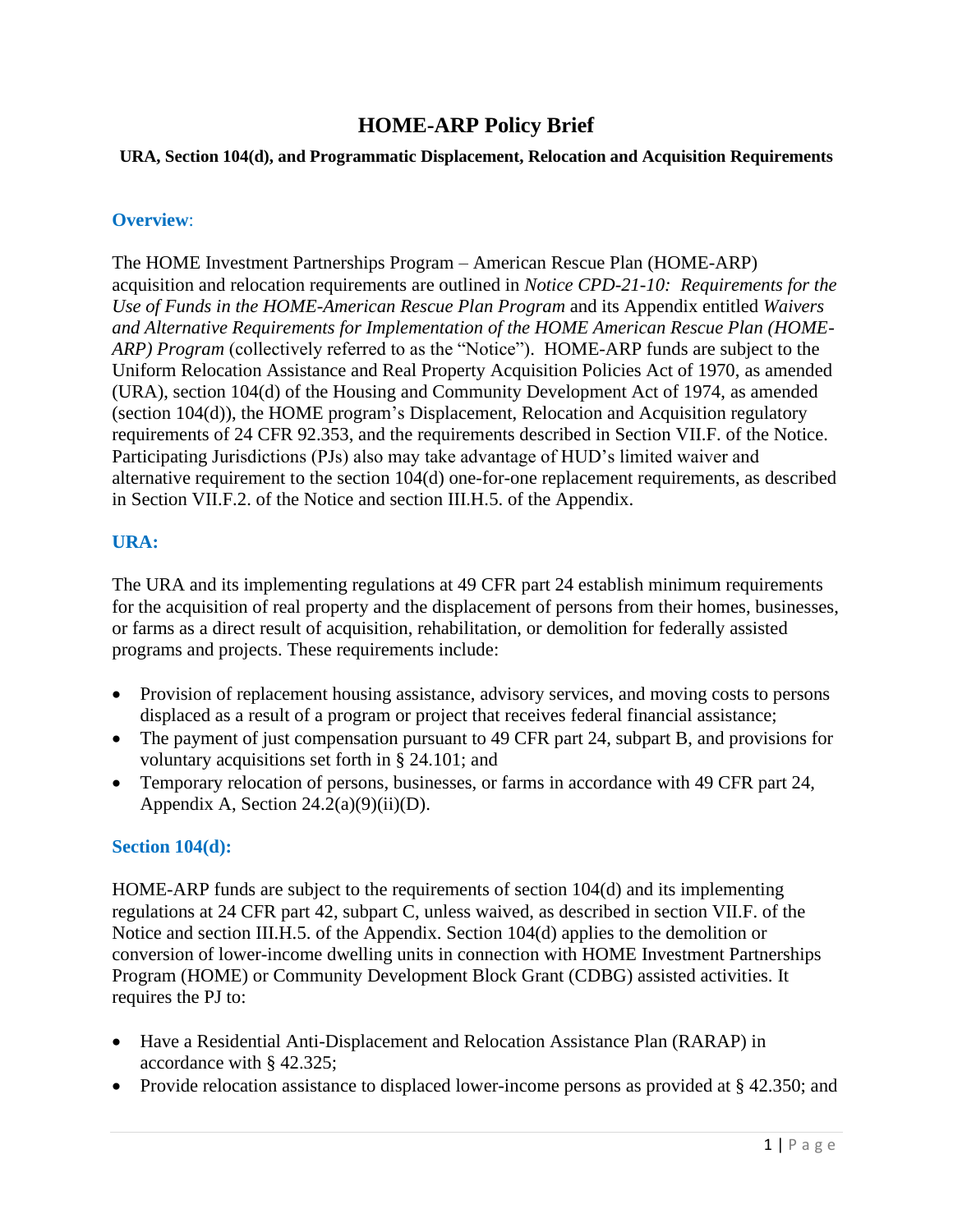# HOME-ARP Policy Brief

**URA, Section 104(d), and Programmatic Displacement, Relocation and Acquisition Requirements**

## Overview:

The HOME Investment Partnerships Program – American Rescue Plan (HOME-ARP) acquisition and relocation requirements are outlined in *Notice CPD-21-10: Requirements for the Use of Funds in the HOME-American Rescue Plan Program* and its Appendix entitled *Waivers and Alternative Requirements for Implementation of the HOME American Rescue Plan (HOME-ARP) Program* (collectively referred to as the "Notice"). HOME-ARP funds are subject to the Uniform Relocation Assistance and Real Property Acquisition Policies Act of 1970, as amended (URA), section 104(d) of the Housing and Community Development Act of 1974, as amended (section 104(d)), the HOME program's Displacement, Relocation and Acquisition regulatory requirements of 24 CFR 92.353, and the requirements described in Section VII.F. of the Notice. Participating Jurisdictions (PJs) also may take advantage of HUD's limited waiver and alternative requirement to the section 104(d) one-for-one replacement requirements, as described in Section VII.F.2. of the Notice and section III.H.5. of the Appendix.

## URA:

The URA and its implementing regulations at 49 CFR part 24 establish minimum requirements for the acquisition of real property and the displacement of persons from their homes, businesses, or farms as a direct result of acquisition, rehabilitation, or demolition for federally assisted programs and projects. These requirements include:

- Provision of replacement housing assistance, advisory services, and moving costs to persons displaced as a result of a program or project that receives federal financial assistance;
- The payment of just compensation pursuant to 49 CFR part 24, subpart B, and provisions for voluntary acquisitions set forth in § 24.101; and
- Temporary relocation of persons, businesses, or farms in accordance with 49 CFR part 24, Appendix A, Section 24.2(a)(9)(ii)(D).

## Section 104(d):

HOME-ARP funds are subject to the requirements of section 104(d) and its implementing regulations at 24 CFR part 42, subpart C, unless waived, as described in section VII.F. of the Notice and section III.H.5. of the Appendix. Section 104(d) applies to the demolition or conversion of lower-income dwelling units in connection with HOME Investment Partnerships Program (HOME) or Community Development Block Grant (CDBG) assisted activities. It requires the PJ to:

- Have a Residential Anti-Displacement and Relocation Assistance Plan (RARAP) in accordance with § 42.325;
- Provide relocation assistance to displaced lower-income persons as provided at § 42.350; and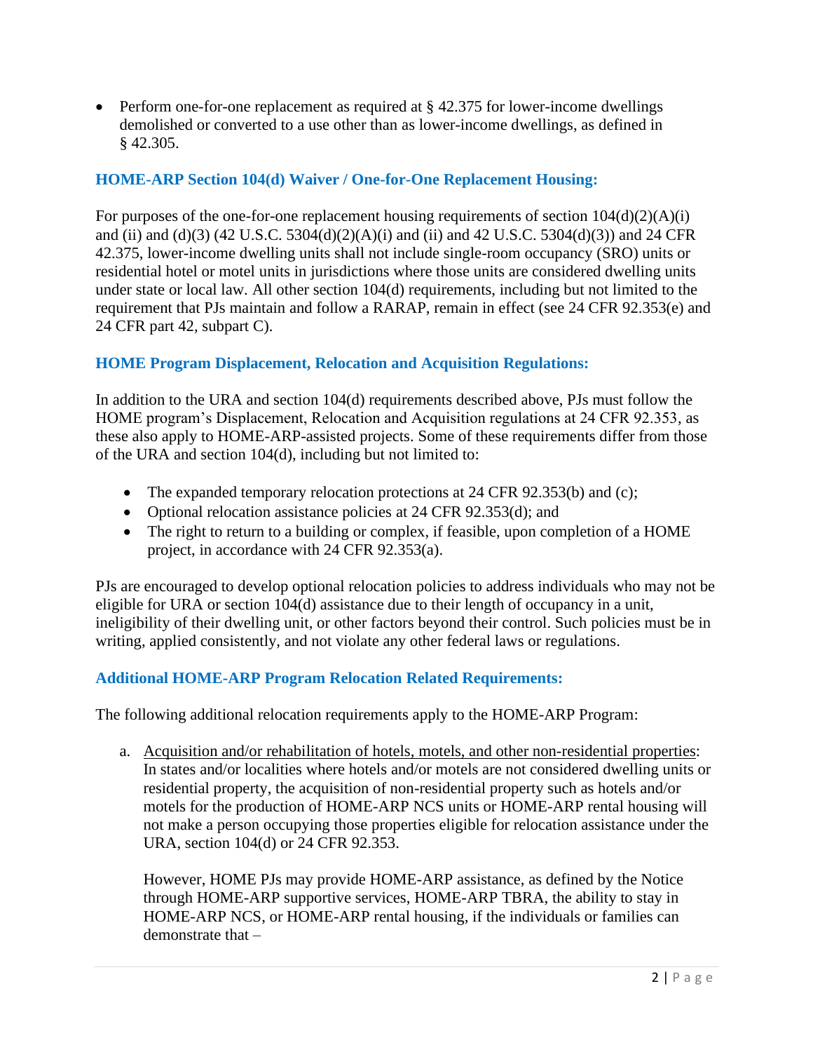- Perform one-for-one replacement as required at § 42.375 for lower-income dwellings demolished or converted to a use other than as lower-income dwellings, as defined in § 42.305.

### HOME-ARP Section 104(d) Waiver / One-for-One Replacement Housing:

For purposes of the one-for-one replacement housing requirements of section 104(d)(2)(A)(i) and (ii) and (d)(3) (42 U.S.C. 5304(d)(2)(A)(i) and (ii) and 42 U.S.C. 5304(d)(3)) and 24 CFR 42.375, lower-income dwelling units shall not include single-room occupancy (SRO) units or residential hotel or motel units in jurisdictions where those units are considered dwelling units under state or local law. All other section 104(d) requirements, including but not limited to the requirement that PJs maintain and follow a RARAP, remain in effect (see 24 CFR 92.353(e) and 24 CFR part 42, subpart C).

### HOME Program Displacement, Relocation and Acquisition Regulations:

In addition to the URA and section 104(d) requirements described above, PJs must follow the HOME program's Displacement, Relocation and Acquisition regulations at 24 CFR 92.353, as these also apply to HOME-ARP-assisted projects. Some of these requirements differ from those of the URA and section 104(d), including but not limited to:

- The expanded temporary relocation protections at 24 CFR 92.353(b) and (c);
- Optional relocation assistance policies at 24 CFR 92.353(d); and
- The right to return to a building or complex, if feasible, upon completion of a HOME project, in accordance with 24 CFR 92.353(a).

PJs are encouraged to develop optional relocation policies to address individuals who may not be eligible for URA or section 104(d) assistance due to their length of occupancy in a unit, ineligibility of their dwelling unit, or other factors beyond their control. Such policies must be in writing, applied consistently, and not violate any other federal laws or regulations.

### Additional HOME-ARP Program Relocation Related Requirements:

The following additional relocation requirements apply to the HOME-ARP Program:

a. <u>Acquisition and/or rehabilitation of hotels, motels, and other non-residential properties</u>: In states and/or localities where hotels and/or motels are not considered dwelling units or residential property, the acquisition of non-residential property such as hotels and/or motels for the production of HOME-ARP NCS units or HOME-ARP rental housing will not make a person occupying those properties eligible for relocation assistance under the URA, section 104(d) or 24 CFR 92.353.

   However, HOME PJs may provide HOME-ARP assistance, as defined by the Notice through HOME-ARP supportive services, HOME-ARP TBRA, the ability to stay in HOME-ARP NCS, or HOME-ARP rental housing, if the individuals or families can demonstrate that –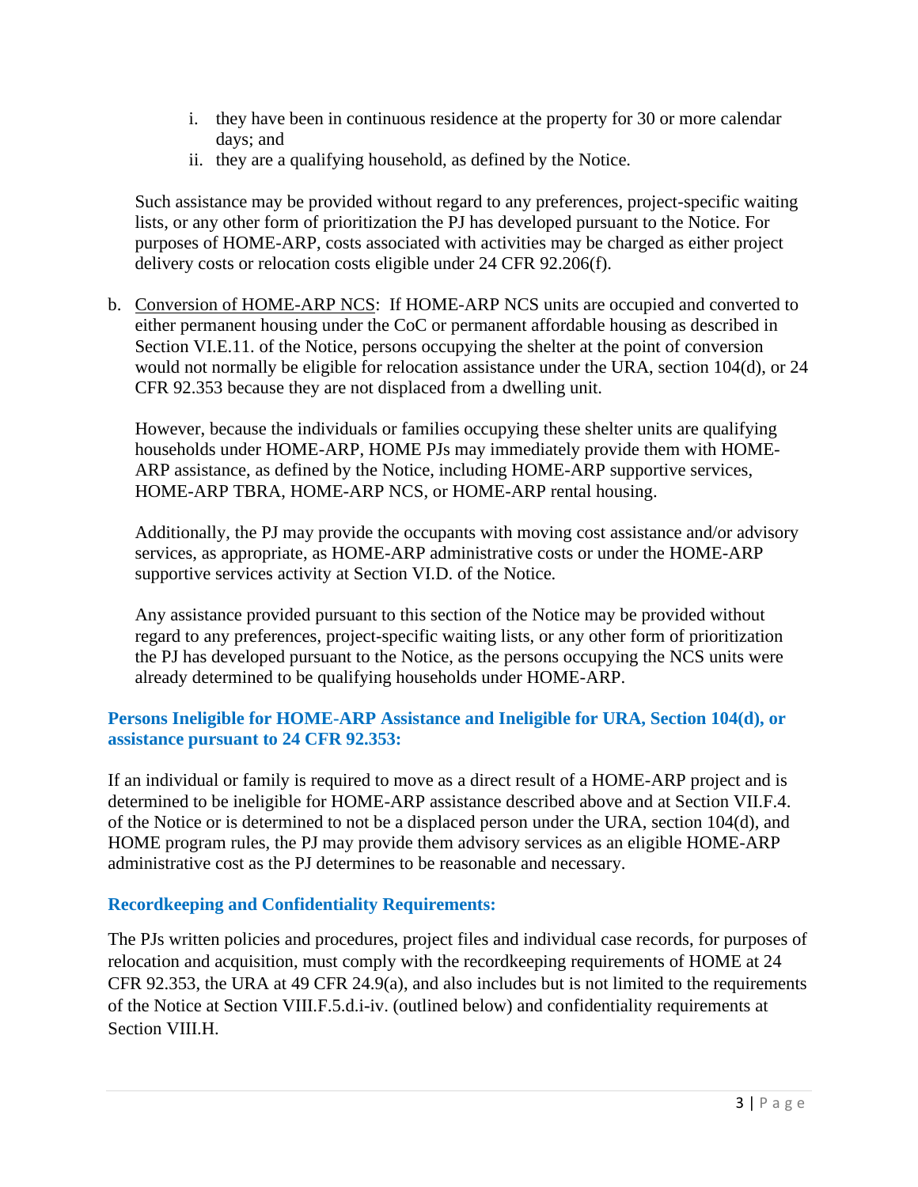i. they have been in continuous residence at the property for 30 or more calendar days; and
   ii. they are a qualifying household, as defined by the Notice.

   Such assistance may be provided without regard to any preferences, project-specific waiting lists, or any other form of prioritization the PJ has developed pursuant to the Notice. For purposes of HOME-ARP, costs associated with activities may be charged as either project delivery costs or relocation costs eligible under 24 CFR 92.206(f).

b. <u>Conversion of HOME-ARP NCS</u>: If HOME-ARP NCS units are occupied and converted to either permanent housing under the CoC or permanent affordable housing as described in Section VI.E.11. of the Notice, persons occupying the shelter at the point of conversion would not normally be eligible for relocation assistance under the URA, section 104(d), or 24 CFR 92.353 because they are not displaced from a dwelling unit.

   However, because the individuals or families occupying these shelter units are qualifying households under HOME-ARP, HOME PJs may immediately provide them with HOME-ARP assistance, as defined by the Notice, including HOME-ARP supportive services, HOME-ARP TBRA, HOME-ARP NCS, or HOME-ARP rental housing.

   Additionally, the PJ may provide the occupants with moving cost assistance and/or advisory services, as appropriate, as HOME-ARP administrative costs or under the HOME-ARP supportive services activity at Section VI.D. of the Notice.

   Any assistance provided pursuant to this section of the Notice may be provided without regard to any preferences, project-specific waiting lists, or any other form of prioritization the PJ has developed pursuant to the Notice, as the persons occupying the NCS units were already determined to be qualifying households under HOME-ARP.

### Persons Ineligible for HOME-ARP Assistance and Ineligible for URA, Section 104(d), or assistance pursuant to 24 CFR 92.353:

If an individual or family is required to move as a direct result of a HOME-ARP project and is determined to be ineligible for HOME-ARP assistance described above and at Section VII.F.4. of the Notice or is determined to not be a displaced person under the URA, section 104(d), and HOME program rules, the PJ may provide them advisory services as an eligible HOME-ARP administrative cost as the PJ determines to be reasonable and necessary.

### Recordkeeping and Confidentiality Requirements:

The PJs written policies and procedures, project files and individual case records, for purposes of relocation and acquisition, must comply with the recordkeeping requirements of HOME at 24 CFR 92.353, the URA at 49 CFR 24.9(a), and also includes but is not limited to the requirements of the Notice at Section VIII.F.5.d.i-iv. (outlined below) and confidentiality requirements at Section VIII.H.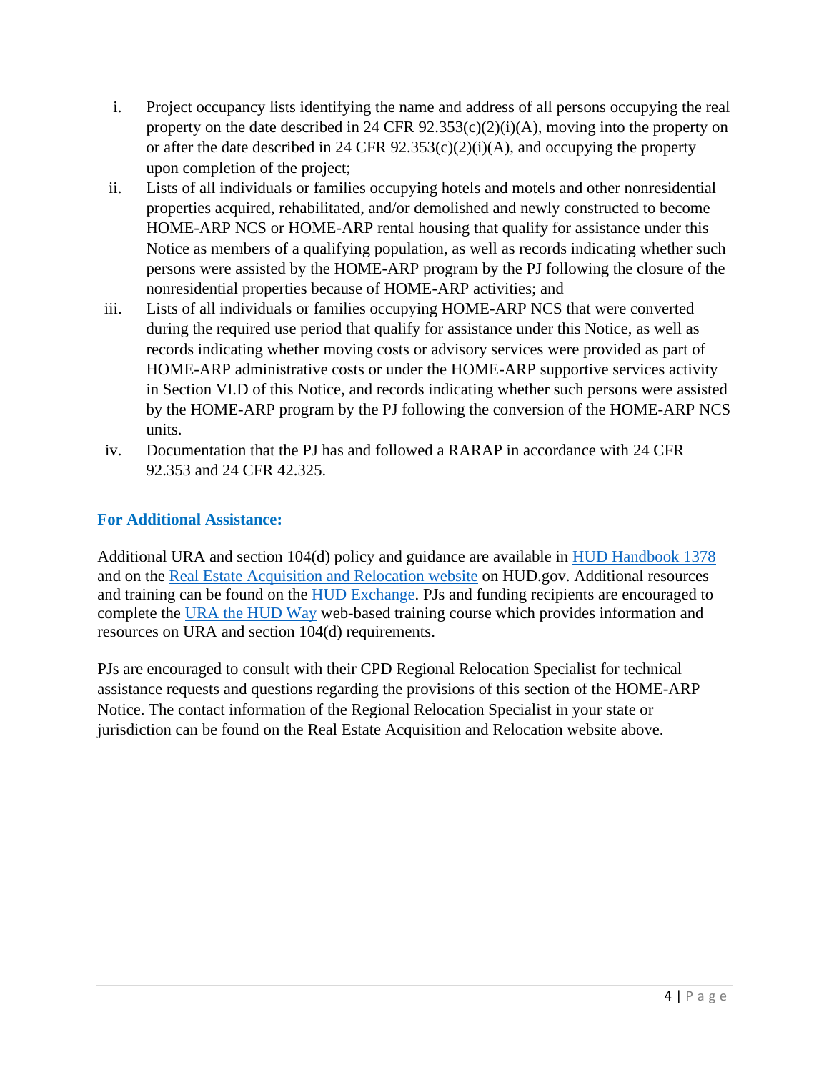i. Project occupancy lists identifying the name and address of all persons occupying the real property on the date described in 24 CFR 92.353(c)(2)(i)(A), moving into the property on or after the date described in 24 CFR 92.353(c)(2)(i)(A), and occupying the property upon completion of the project;

ii. Lists of all individuals or families occupying hotels and motels and other nonresidential properties acquired, rehabilitated, and/or demolished and newly constructed to become HOME-ARP NCS or HOME-ARP rental housing that qualify for assistance under this Notice as members of a qualifying population, as well as records indicating whether such persons were assisted by the HOME-ARP program by the PJ following the closure of the nonresidential properties because of HOME-ARP activities; and

iii. Lists of all individuals or families occupying HOME-ARP NCS that were converted during the required use period that qualify for assistance under this Notice, as well as records indicating whether moving costs or advisory services were provided as part of HOME-ARP administrative costs or under the HOME-ARP supportive services activity in Section VI.D of this Notice, and records indicating whether such persons were assisted by the HOME-ARP program by the PJ following the conversion of the HOME-ARP NCS units.

iv. Documentation that the PJ has and followed a RARAP in accordance with 24 CFR 92.353 and 24 CFR 42.325.

### For Additional Assistance:

Additional URA and section 104(d) policy and guidance are available in HUD Handbook 1378 and on the Real Estate Acquisition and Relocation website on HUD.gov. Additional resources and training can be found on the HUD Exchange. PJs and funding recipients are encouraged to complete the URA the HUD Way web-based training course which provides information and resources on URA and section 104(d) requirements.

PJs are encouraged to consult with their CPD Regional Relocation Specialist for technical assistance requests and questions regarding the provisions of this section of the HOME-ARP Notice. The contact information of the Regional Relocation Specialist in your state or jurisdiction can be found on the Real Estate Acquisition and Relocation website above.